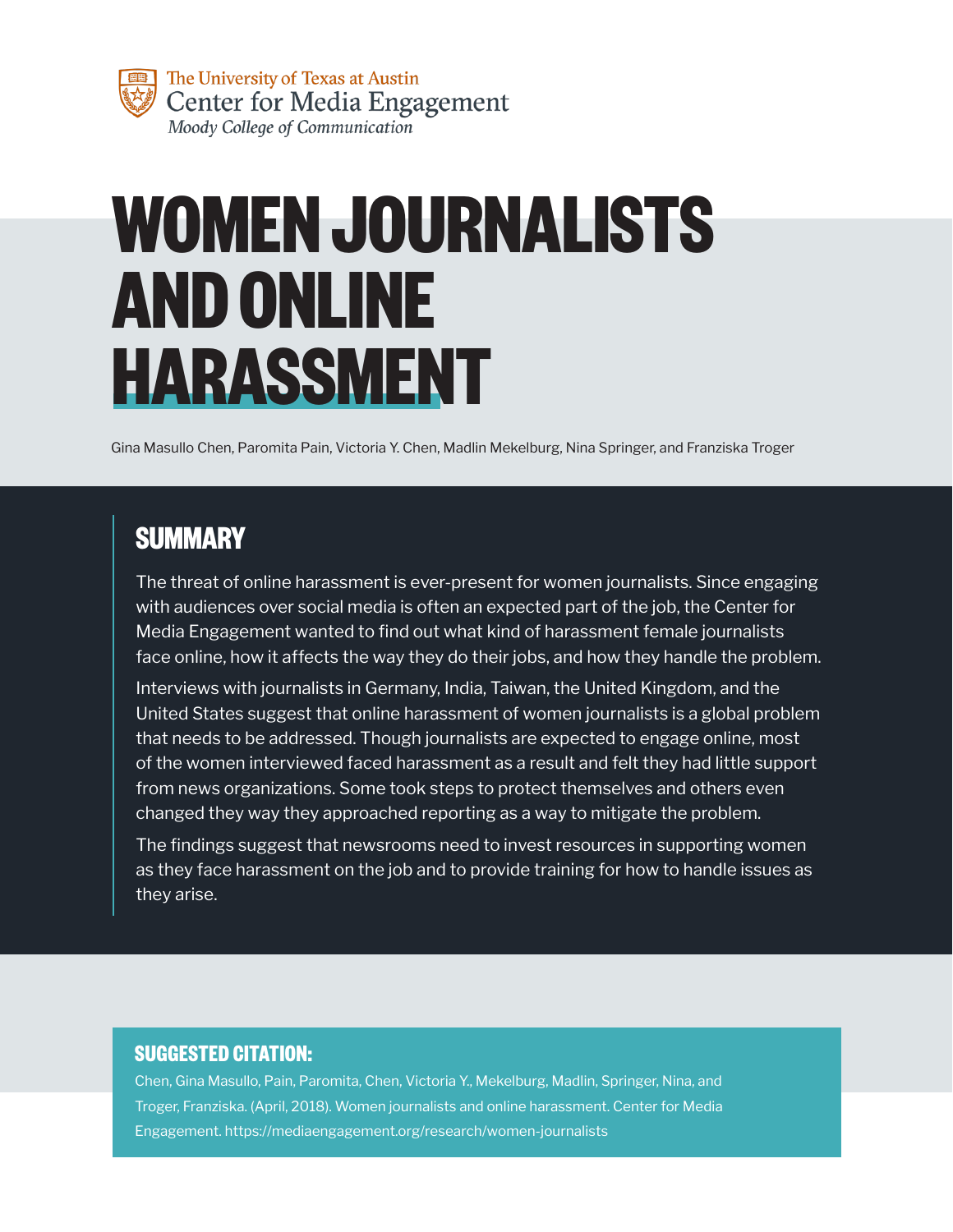The University of Texas at Austin
Center for Media Engagement
*Moody College of Communication*

# WOMEN JOURNALISTS AND ONLINE HARASSMENT

Gina Masullo Chen, Paromita Pain, Victoria Y. Chen, Madlin Mekelburg, Nina Springer, and Franziska Troger

## SUMMARY

The threat of online harassment is ever-present for women journalists. Since engaging with audiences over social media is often an expected part of the job, the Center for Media Engagement wanted to find out what kind of harassment female journalists face online, how it affects the way they do their jobs, and how they handle the problem.

Interviews with journalists in Germany, India, Taiwan, the United Kingdom, and the United States suggest that online harassment of women journalists is a global problem that needs to be addressed. Though journalists are expected to engage online, most of the women interviewed faced harassment as a result and felt they had little support from news organizations. Some took steps to protect themselves and others even changed they way they approached reporting as a way to mitigate the problem.

The findings suggest that newsrooms need to invest resources in supporting women as they face harassment on the job and to provide training for how to handle issues as they arise.

### SUGGESTED CITATION:

Chen, Gina Masullo, Pain, Paromita, Chen, Victoria Y., Mekelburg, Madlin, Springer, Nina, and Troger, Franziska. (April, 2018). Women journalists and online harassment. Center for Media Engagement. https://mediaengagement.org/research/women-journalists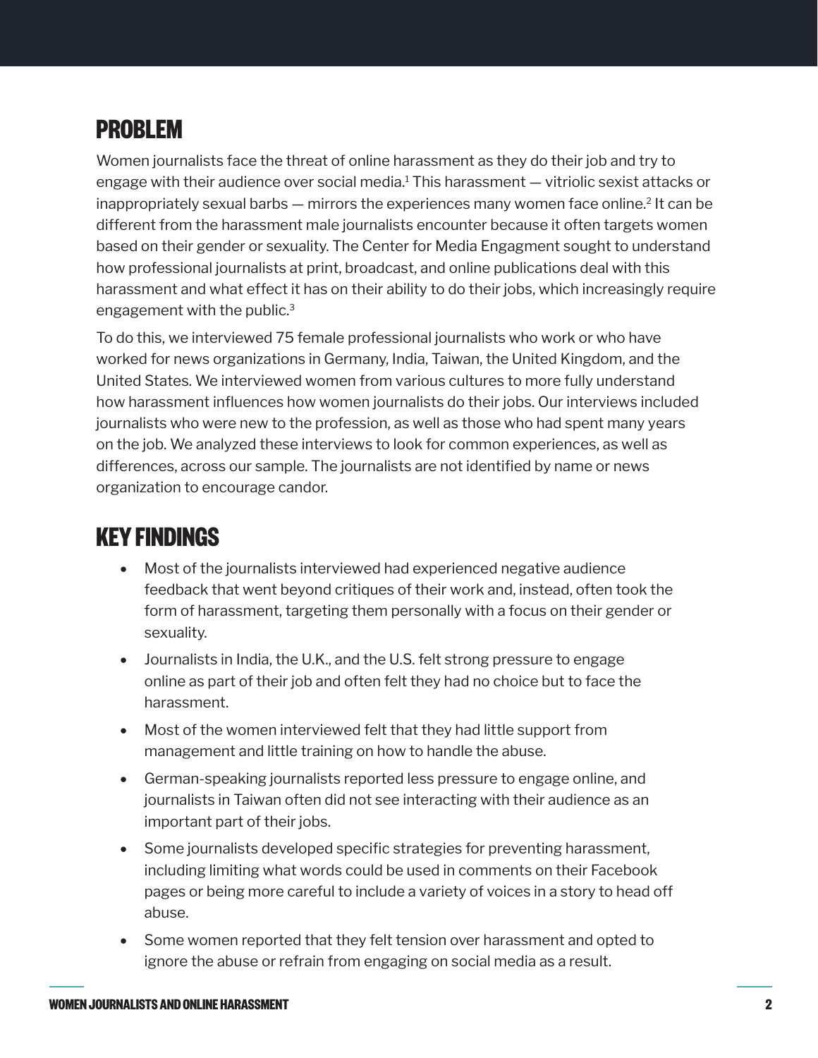## PROBLEM

Women journalists face the threat of online harassment as they do their job and try to engage with their audience over social media.[1] This harassment — vitriolic sexist attacks or inappropriately sexual barbs — mirrors the experiences many women face online.[2] It can be different from the harassment male journalists encounter because it often targets women based on their gender or sexuality. The Center for Media Engagment sought to understand how professional journalists at print, broadcast, and online publications deal with this harassment and what effect it has on their ability to do their jobs, which increasingly require engagement with the public.[3]

To do this, we interviewed 75 female professional journalists who work or who have worked for news organizations in Germany, India, Taiwan, the United Kingdom, and the United States. We interviewed women from various cultures to more fully understand how harassment influences how women journalists do their jobs. Our interviews included journalists who were new to the profession, as well as those who had spent many years on the job. We analyzed these interviews to look for common experiences, as well as differences, across our sample. The journalists are not identified by name or news organization to encourage candor.

## KEY FINDINGS

- Most of the journalists interviewed had experienced negative audience feedback that went beyond critiques of their work and, instead, often took the form of harassment, targeting them personally with a focus on their gender or sexuality.
- Journalists in India, the U.K., and the U.S. felt strong pressure to engage online as part of their job and often felt they had no choice but to face the harassment.
- Most of the women interviewed felt that they had little support from management and little training on how to handle the abuse.
- German-speaking journalists reported less pressure to engage online, and journalists in Taiwan often did not see interacting with their audience as an important part of their jobs.
- Some journalists developed specific strategies for preventing harassment, including limiting what words could be used in comments on their Facebook pages or being more careful to include a variety of voices in a story to head off abuse.
- Some women reported that they felt tension over harassment and opted to ignore the abuse or refrain from engaging on social media as a result.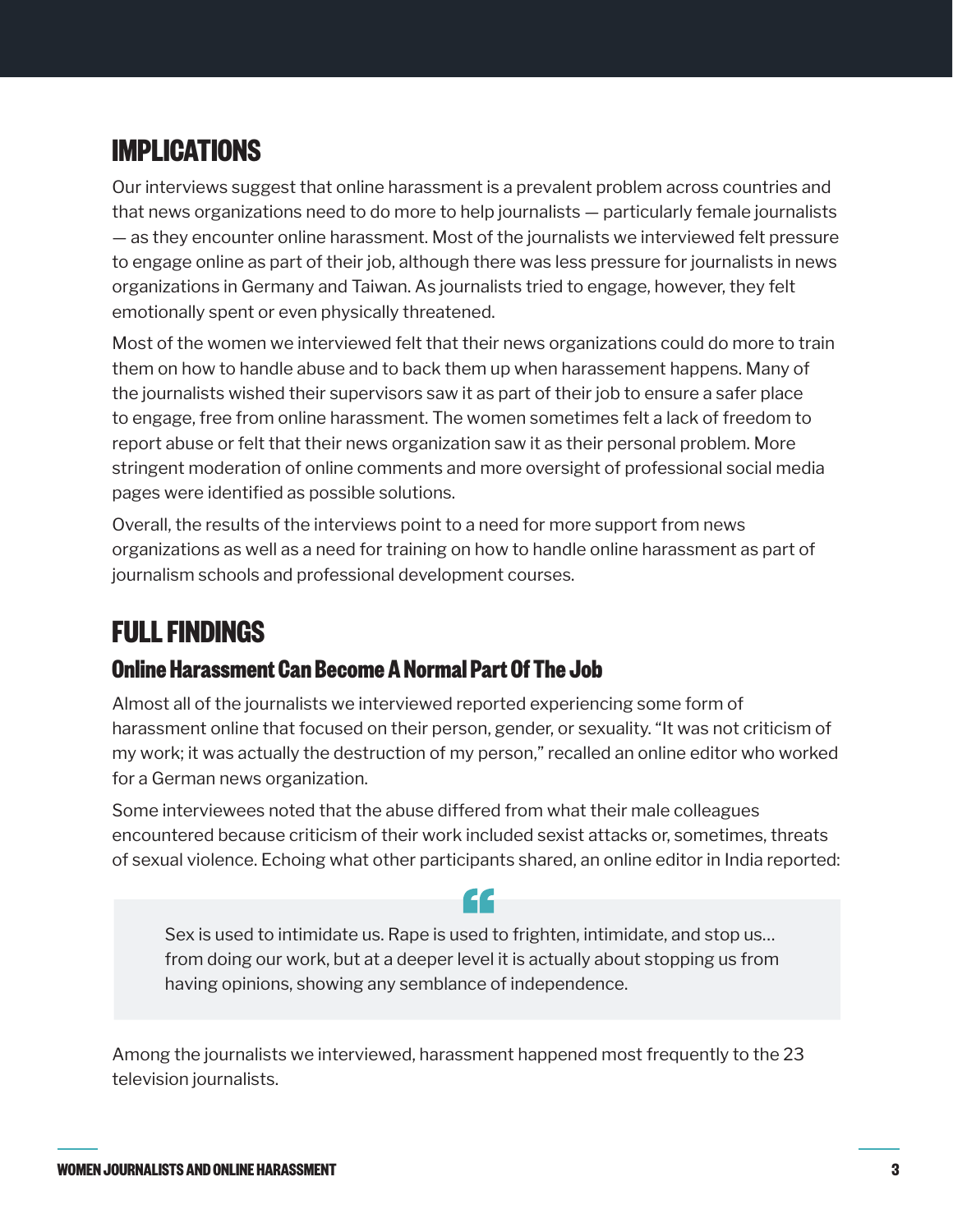## IMPLICATIONS

Our interviews suggest that online harassment is a prevalent problem across countries and that news organizations need to do more to help journalists — particularly female journalists — as they encounter online harassment. Most of the journalists we interviewed felt pressure to engage online as part of their job, although there was less pressure for journalists in news organizations in Germany and Taiwan. As journalists tried to engage, however, they felt emotionally spent or even physically threatened.

Most of the women we interviewed felt that their news organizations could do more to train them on how to handle abuse and to back them up when harassement happens. Many of the journalists wished their supervisors saw it as part of their job to ensure a safer place to engage, free from online harassment. The women sometimes felt a lack of freedom to report abuse or felt that their news organization saw it as their personal problem. More stringent moderation of online comments and more oversight of professional social media pages were identified as possible solutions.

Overall, the results of the interviews point to a need for more support from news organizations as well as a need for training on how to handle online harassment as part of journalism schools and professional development courses.

## FULL FINDINGS

### Online Harassment Can Become A Normal Part Of The Job

Almost all of the journalists we interviewed reported experiencing some form of harassment online that focused on their person, gender, or sexuality. “It was not criticism of my work; it was actually the destruction of my person,” recalled an online editor who worked for a German news organization.

Some interviewees noted that the abuse differed from what their male colleagues encountered because criticism of their work included sexist attacks or, sometimes, threats of sexual violence. Echoing what other participants shared, an online editor in India reported:

> Sex is used to intimidate us. Rape is used to frighten, intimidate, and stop us… from doing our work, but at a deeper level it is actually about stopping us from having opinions, showing any semblance of independence.

Among the journalists we interviewed, harassment happened most frequently to the 23 television journalists.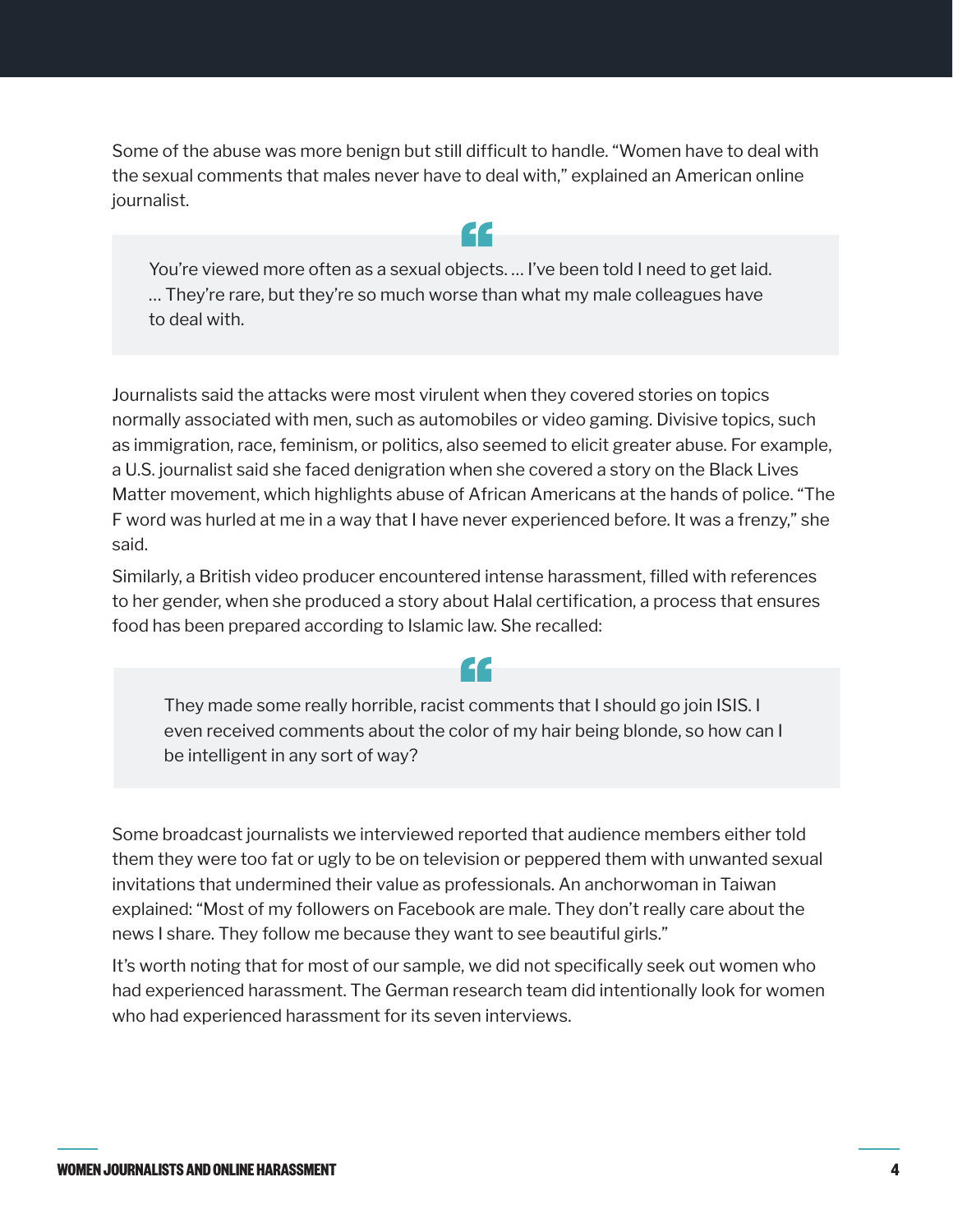Some of the abuse was more benign but still difficult to handle. "Women have to deal with the sexual comments that males never have to deal with," explained an American online journalist.

> You're viewed more often as a sexual objects. … I've been told I need to get laid. … They're rare, but they're so much worse than what my male colleagues have to deal with.

Journalists said the attacks were most virulent when they covered stories on topics normally associated with men, such as automobiles or video gaming. Divisive topics, such as immigration, race, feminism, or politics, also seemed to elicit greater abuse. For example, a U.S. journalist said she faced denigration when she covered a story on the Black Lives Matter movement, which highlights abuse of African Americans at the hands of police. "The F word was hurled at me in a way that I have never experienced before. It was a frenzy," she said.

Similarly, a British video producer encountered intense harassment, filled with references to her gender, when she produced a story about Halal certification, a process that ensures food has been prepared according to Islamic law. She recalled:

> They made some really horrible, racist comments that I should go join ISIS. I even received comments about the color of my hair being blonde, so how can I be intelligent in any sort of way?

Some broadcast journalists we interviewed reported that audience members either told them they were too fat or ugly to be on television or peppered them with unwanted sexual invitations that undermined their value as professionals. An anchorwoman in Taiwan explained: "Most of my followers on Facebook are male. They don't really care about the news I share. They follow me because they want to see beautiful girls."

It's worth noting that for most of our sample, we did not specifically seek out women who had experienced harassment. The German research team did intentionally look for women who had experienced harassment for its seven interviews.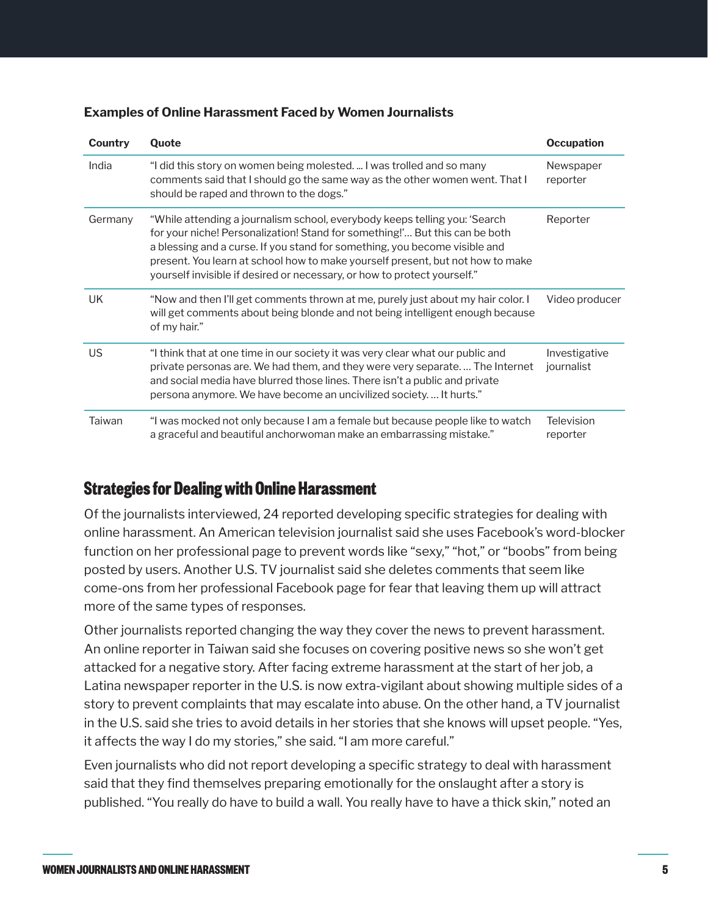**Examples of Online Harassment Faced by Women Journalists**

| Country | Quote | Occupation |
|---|---|---|
| India | "I did this story on women being molested. ... I was trolled and so many comments said that I should go the same way as the other women went. That I should be raped and thrown to the dogs." | Newspaper reporter |
| Germany | "While attending a journalism school, everybody keeps telling you: 'Search for your niche! Personalization! Stand for something!'… But this can be both a blessing and a curse. If you stand for something, you become visible and present. You learn at school how to make yourself present, but not how to make yourself invisible if desired or necessary, or how to protect yourself." | Reporter |
| UK | "Now and then I'll get comments thrown at me, purely just about my hair color. I will get comments about being blonde and not being intelligent enough because of my hair." | Video producer |
| US | "I think that at one time in our society it was very clear what our public and private personas are. We had them, and they were very separate. … The Internet and social media have blurred those lines. There isn't a public and private persona anymore. We have become an uncivilized society. … It hurts." | Investigative journalist |
| Taiwan | "I was mocked not only because I am a female but because people like to watch a graceful and beautiful anchorwoman make an embarrassing mistake." | Television reporter |

## Strategies for Dealing with Online Harassment

Of the journalists interviewed, 24 reported developing specific strategies for dealing with online harassment. An American television journalist said she uses Facebook's word-blocker function on her professional page to prevent words like "sexy," "hot," or "boobs" from being posted by users. Another U.S. TV journalist said she deletes comments that seem like come-ons from her professional Facebook page for fear that leaving them up will attract more of the same types of responses.

Other journalists reported changing the way they cover the news to prevent harassment. An online reporter in Taiwan said she focuses on covering positive news so she won't get attacked for a negative story. After facing extreme harassment at the start of her job, a Latina newspaper reporter in the U.S. is now extra-vigilant about showing multiple sides of a story to prevent complaints that may escalate into abuse. On the other hand, a TV journalist in the U.S. said she tries to avoid details in her stories that she knows will upset people. "Yes, it affects the way I do my stories," she said. "I am more careful."

Even journalists who did not report developing a specific strategy to deal with harassment said that they find themselves preparing emotionally for the onslaught after a story is published. "You really do have to build a wall. You really have to have a thick skin," noted an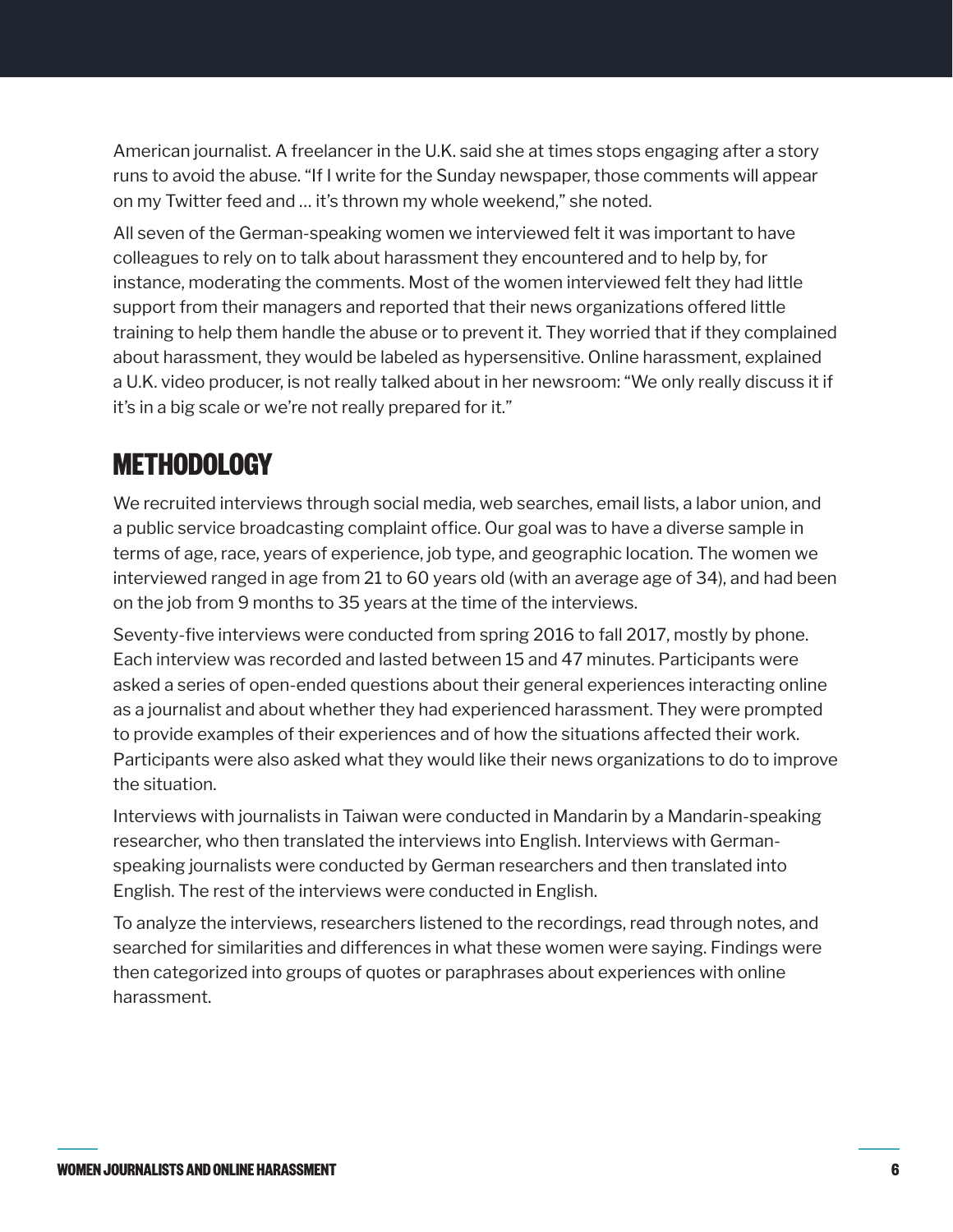American journalist. A freelancer in the U.K. said she at times stops engaging after a story runs to avoid the abuse. "If I write for the Sunday newspaper, those comments will appear on my Twitter feed and … it's thrown my whole weekend," she noted.

All seven of the German-speaking women we interviewed felt it was important to have colleagues to rely on to talk about harassment they encountered and to help by, for instance, moderating the comments. Most of the women interviewed felt they had little support from their managers and reported that their news organizations offered little training to help them handle the abuse or to prevent it. They worried that if they complained about harassment, they would be labeled as hypersensitive. Online harassment, explained a U.K. video producer, is not really talked about in her newsroom: "We only really discuss it if it's in a big scale or we're not really prepared for it."

## METHODOLOGY

We recruited interviews through social media, web searches, email lists, a labor union, and a public service broadcasting complaint office. Our goal was to have a diverse sample in terms of age, race, years of experience, job type, and geographic location. The women we interviewed ranged in age from 21 to 60 years old (with an average age of 34), and had been on the job from 9 months to 35 years at the time of the interviews.

Seventy-five interviews were conducted from spring 2016 to fall 2017, mostly by phone. Each interview was recorded and lasted between 15 and 47 minutes. Participants were asked a series of open-ended questions about their general experiences interacting online as a journalist and about whether they had experienced harassment. They were prompted to provide examples of their experiences and of how the situations affected their work. Participants were also asked what they would like their news organizations to do to improve the situation.

Interviews with journalists in Taiwan were conducted in Mandarin by a Mandarin-speaking researcher, who then translated the interviews into English. Interviews with German-speaking journalists were conducted by German researchers and then translated into English. The rest of the interviews were conducted in English.

To analyze the interviews, researchers listened to the recordings, read through notes, and searched for similarities and differences in what these women were saying. Findings were then categorized into groups of quotes or paraphrases about experiences with online harassment.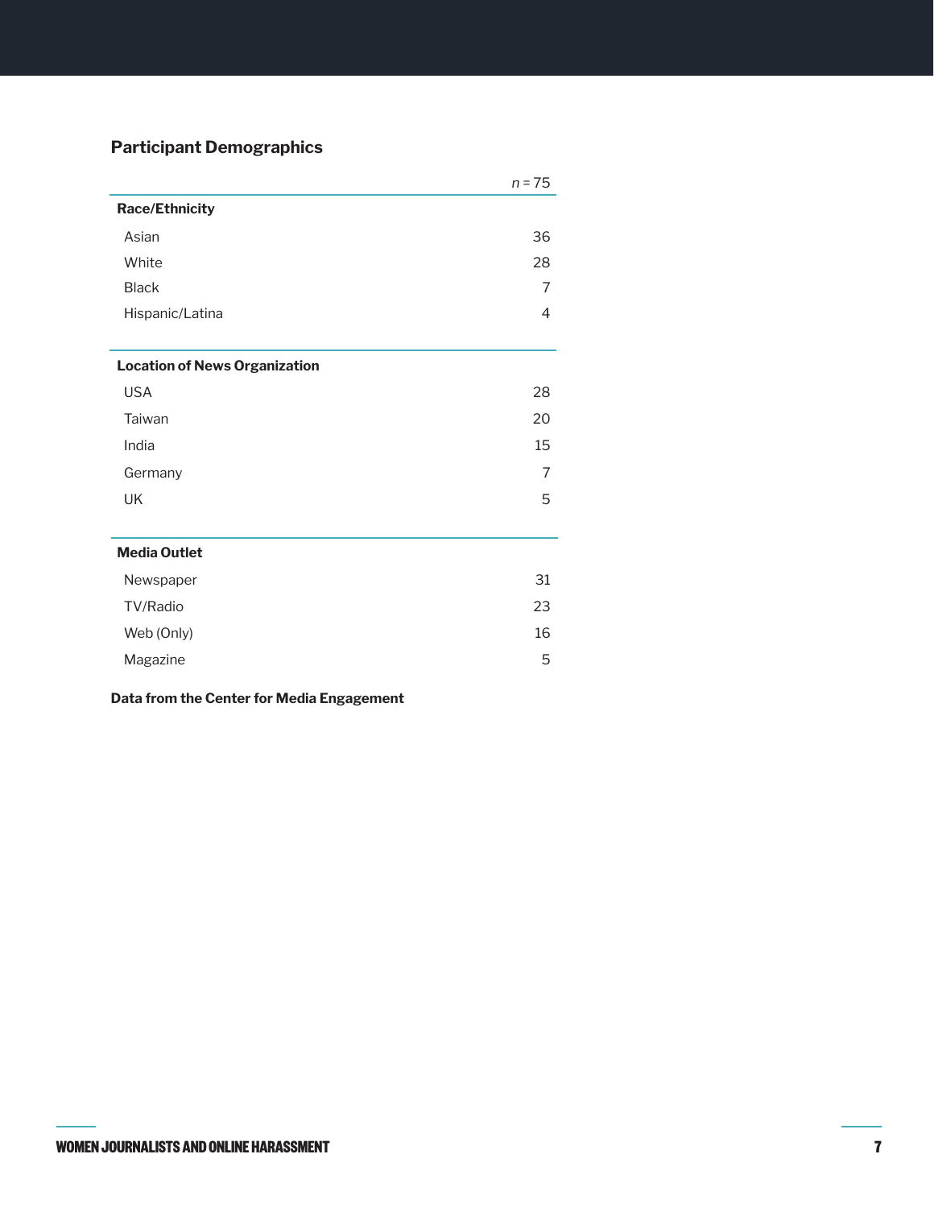## Participant Demographics

| | *n* = 75 |
|---|---|
| **Race/Ethnicity** | |
| Asian | 36 |
| White | 28 |
| Black | 7 |
| Hispanic/Latina | 4 |
| **Location of News Organization** | |
| USA | 28 |
| Taiwan | 20 |
| India | 15 |
| Germany | 7 |
| UK | 5 |
| **Media Outlet** | |
| Newspaper | 31 |
| TV/Radio | 23 |
| Web (Only) | 16 |
| Magazine | 5 |

**Data from the Center for Media Engagement**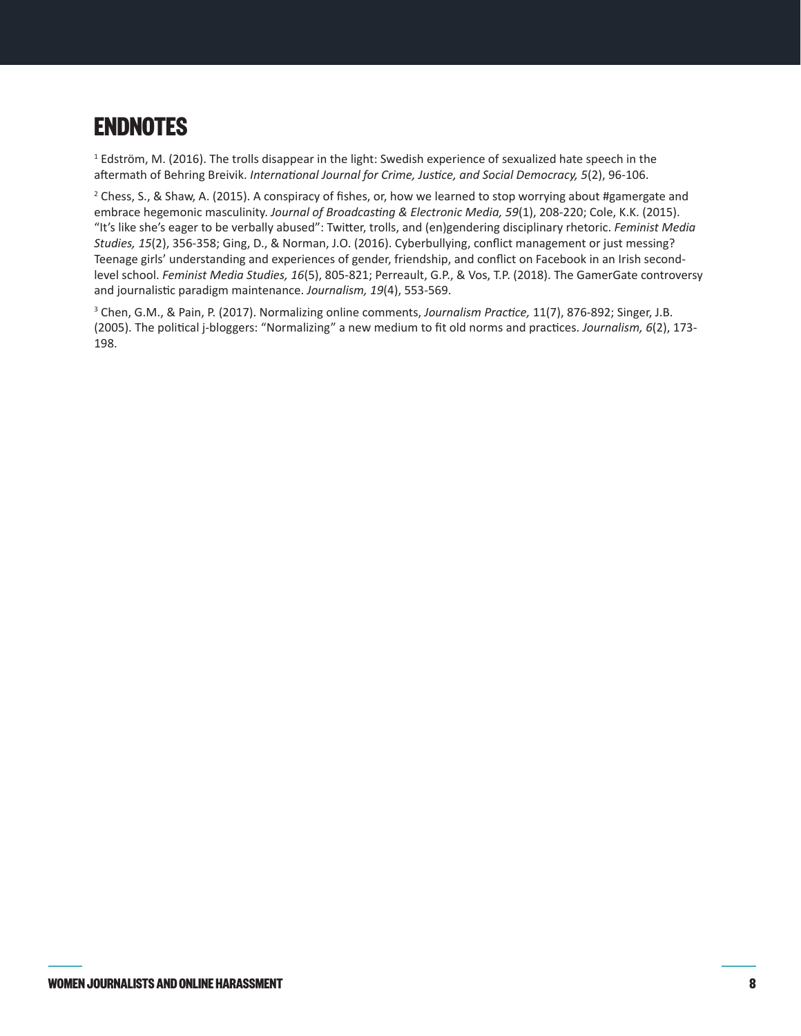# ENDNOTES

[1] Edström, M. (2016). The trolls disappear in the light: Swedish experience of sexualized hate speech in the aftermath of Behring Breivik. *International Journal for Crime, Justice, and Social Democracy, 5*(2), 96-106.

[2] Chess, S., & Shaw, A. (2015). A conspiracy of fishes, or, how we learned to stop worrying about #gamergate and embrace hegemonic masculinity. *Journal of Broadcasting & Electronic Media, 59*(1), 208-220; Cole, K.K. (2015). "It's like she's eager to be verbally abused": Twitter, trolls, and (en)gendering disciplinary rhetoric. *Feminist Media Studies, 15*(2), 356-358; Ging, D., & Norman, J.O. (2016). Cyberbullying, conflict management or just messing? Teenage girls' understanding and experiences of gender, friendship, and conflict on Facebook in an Irish second-level school. *Feminist Media Studies, 16*(5), 805-821; Perreault, G.P., & Vos, T.P. (2018). The GamerGate controversy and journalistic paradigm maintenance. *Journalism, 19*(4), 553-569.

[3] Chen, G.M., & Pain, P. (2017). Normalizing online comments, *Journalism Practice,* 11(7), 876-892; Singer, J.B. (2005). The political j-bloggers: "Normalizing" a new medium to fit old norms and practices. *Journalism, 6*(2), 173-198.